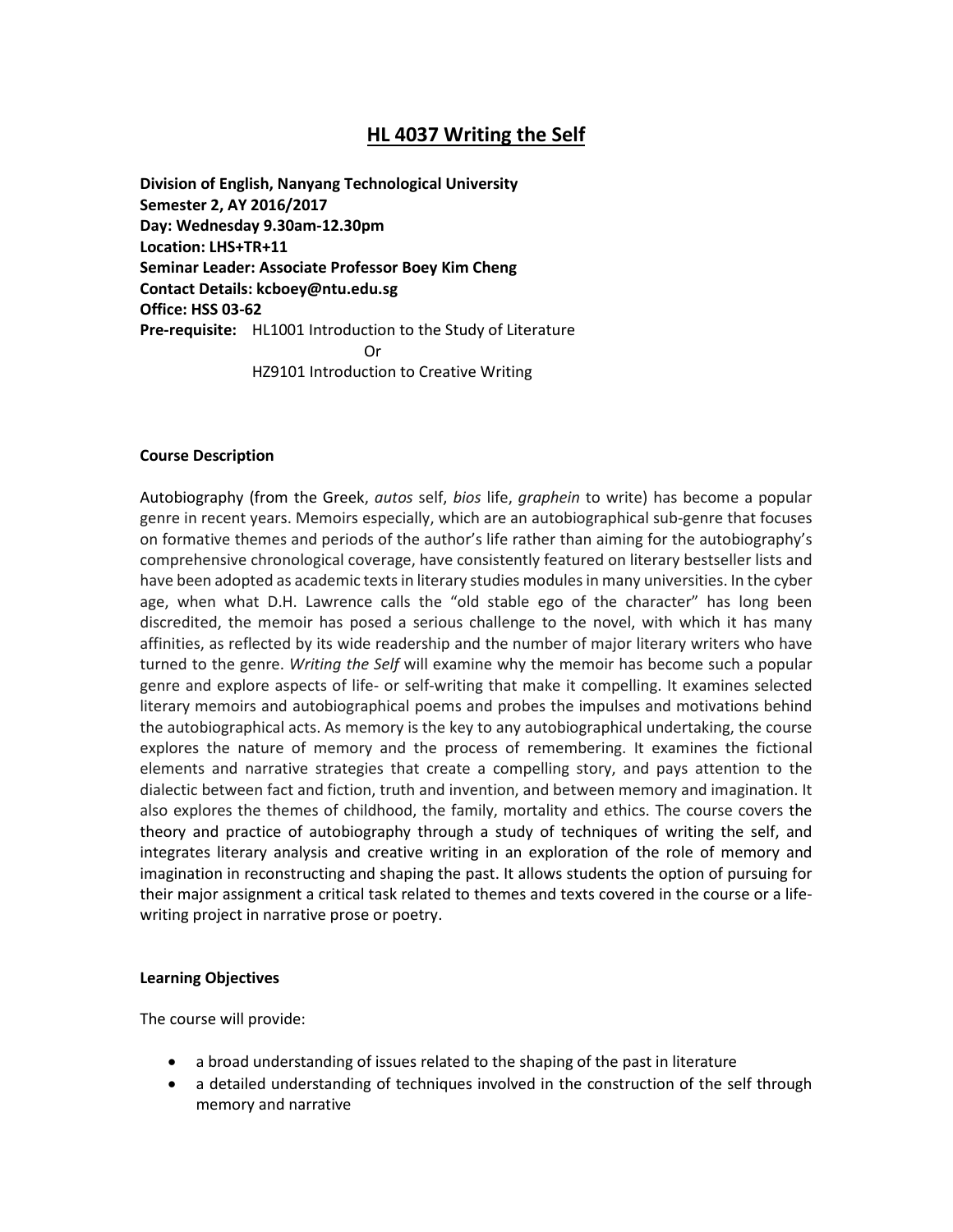# HL 4037 Writing the Self

**Division of English, Nanyang Technological University**
**Semester 2, AY 2016/2017**
**Day: Wednesday 9.30am-12.30pm**
**Location: LHS+TR+11**
**Seminar Leader: Associate Professor Boey Kim Cheng**
**Contact Details: kcboey@ntu.edu.sg**
**Office: HSS 03-62**
**Pre-requisite:** HL1001 Introduction to the Study of Literature
Or
HZ9101 Introduction to Creative Writing

**Course Description**

Autobiography (from the Greek, *autos* self, *bios* life, *graphein* to write) has become a popular genre in recent years. Memoirs especially, which are an autobiographical sub-genre that focuses on formative themes and periods of the author's life rather than aiming for the autobiography's comprehensive chronological coverage, have consistently featured on literary bestseller lists and have been adopted as academic texts in literary studies modules in many universities. In the cyber age, when what D.H. Lawrence calls the "old stable ego of the character" has long been discredited, the memoir has posed a serious challenge to the novel, with which it has many affinities, as reflected by its wide readership and the number of major literary writers who have turned to the genre. *Writing the Self* will examine why the memoir has become such a popular genre and explore aspects of life- or self-writing that make it compelling. It examines selected literary memoirs and autobiographical poems and probes the impulses and motivations behind the autobiographical acts. As memory is the key to any autobiographical undertaking, the course explores the nature of memory and the process of remembering. It examines the fictional elements and narrative strategies that create a compelling story, and pays attention to the dialectic between fact and fiction, truth and invention, and between memory and imagination. It also explores the themes of childhood, the family, mortality and ethics. The course covers the theory and practice of autobiography through a study of techniques of writing the self, and integrates literary analysis and creative writing in an exploration of the role of memory and imagination in reconstructing and shaping the past. It allows students the option of pursuing for their major assignment a critical task related to themes and texts covered in the course or a life-writing project in narrative prose or poetry.

**Learning Objectives**

The course will provide:

- a broad understanding of issues related to the shaping of the past in literature
- a detailed understanding of techniques involved in the construction of the self through memory and narrative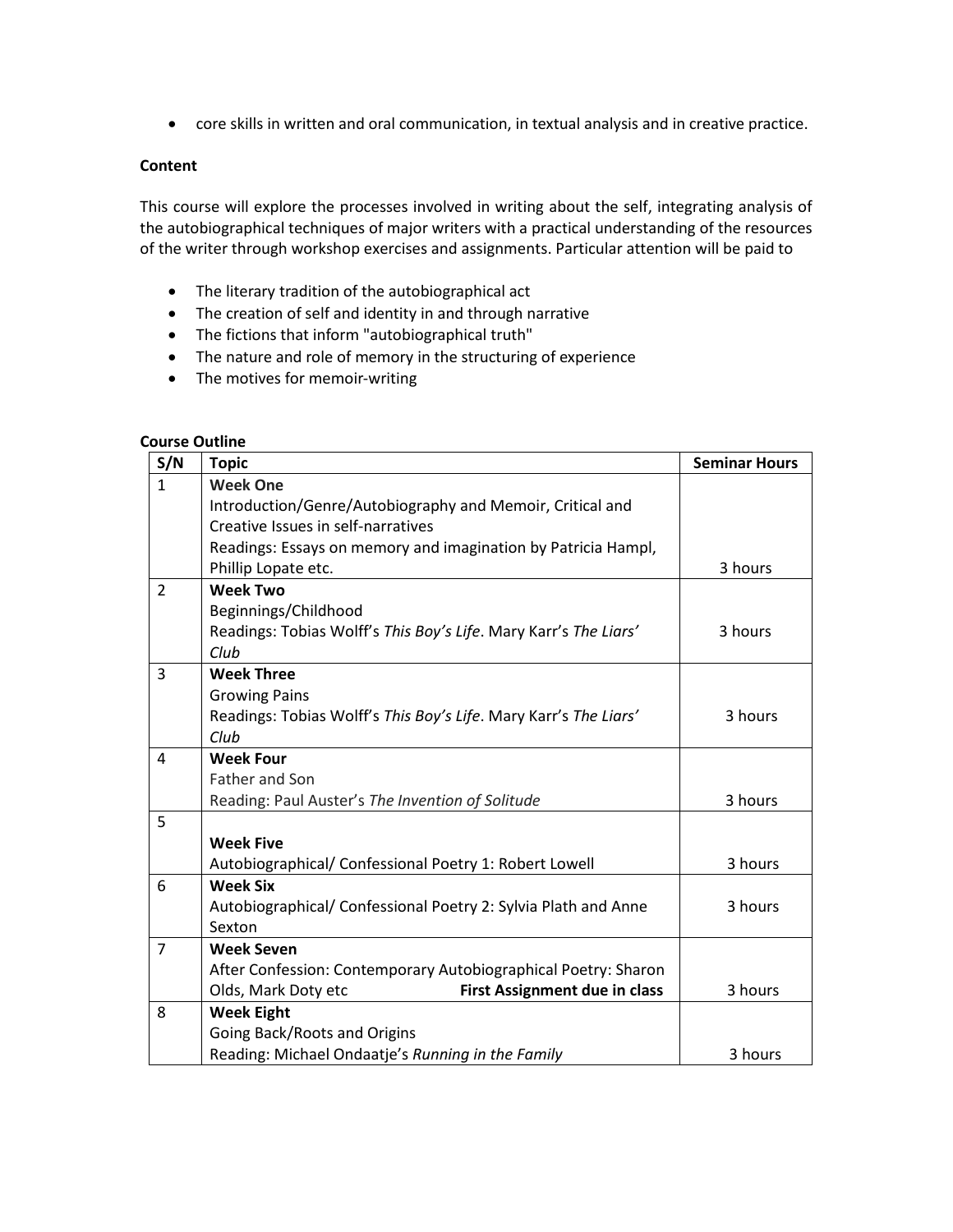- core skills in written and oral communication, in textual analysis and in creative practice.

**Content**

This course will explore the processes involved in writing about the self, integrating analysis of the autobiographical techniques of major writers with a practical understanding of the resources of the writer through workshop exercises and assignments. Particular attention will be paid to

- The literary tradition of the autobiographical act
- The creation of self and identity in and through narrative
- The fictions that inform "autobiographical truth"
- The nature and role of memory in the structuring of experience
- The motives for memoir-writing

**Course Outline**

| S/N | Topic | Seminar Hours |
|---|---|---|
| 1 | **Week One**<br>Introduction/Genre/Autobiography and Memoir, Critical and Creative Issues in self-narratives<br>Readings: Essays on memory and imagination by Patricia Hampl, Phillip Lopate etc. | 3 hours |
| 2 | **Week Two**<br>Beginnings/Childhood<br>Readings: Tobias Wolff's *This Boy's Life*. Mary Karr's *The Liars' Club* | 3 hours |
| 3 | **Week Three**<br>Growing Pains<br>Readings: Tobias Wolff's *This Boy's Life*. Mary Karr's *The Liars' Club* | 3 hours |
| 4 | **Week Four**<br>Father and Son<br>Reading: Paul Auster's *The Invention of Solitude* | 3 hours |
| 5 | **Week Five**<br>Autobiographical/ Confessional Poetry 1: Robert Lowell | 3 hours |
| 6 | **Week Six**<br>Autobiographical/ Confessional Poetry 2: Sylvia Plath and Anne Sexton | 3 hours |
| 7 | **Week Seven**<br>After Confession: Contemporary Autobiographical Poetry: Sharon Olds, Mark Doty etc **First Assignment due in class** | 3 hours |
| 8 | **Week Eight**<br>Going Back/Roots and Origins<br>Reading: Michael Ondaatje's *Running in the Family* | 3 hours |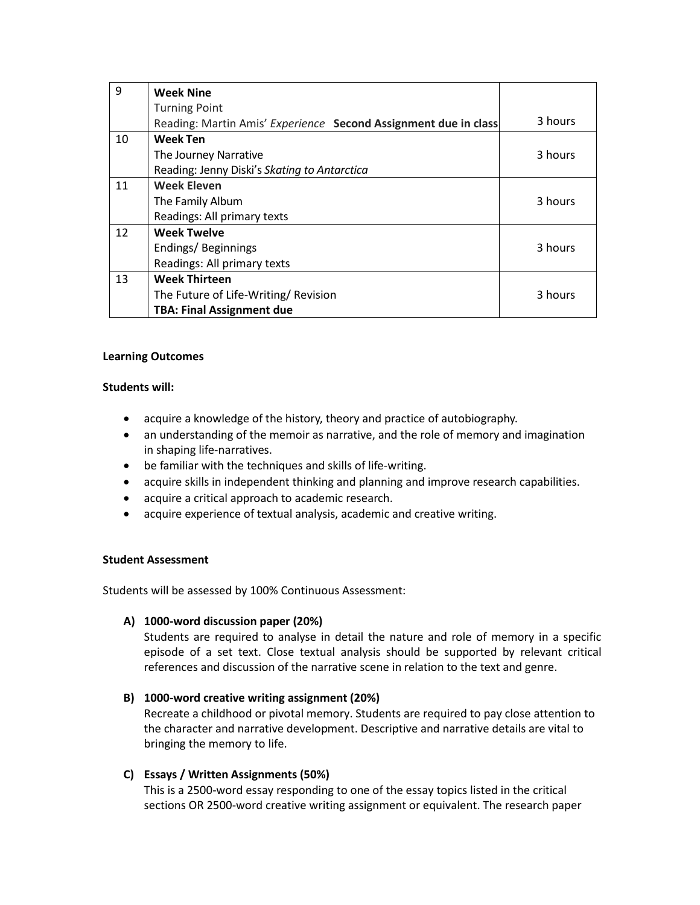| | | |
|---|---|---|
| 9 | **Week Nine**<br>Turning Point<br>Reading: Martin Amis' *Experience* **Second Assignment due in class** | 3 hours |
| 10 | **Week Ten**<br>The Journey Narrative<br>Reading: Jenny Diski's *Skating to Antarctica* | 3 hours |
| 11 | **Week Eleven**<br>The Family Album<br>Readings: All primary texts | 3 hours |
| 12 | **Week Twelve**<br>Endings/ Beginnings<br>Readings: All primary texts | 3 hours |
| 13 | **Week Thirteen**<br>The Future of Life-Writing/ Revision<br>**TBA: Final Assignment due** | 3 hours |

**Learning Outcomes**

**Students will:**

- acquire a knowledge of the history, theory and practice of autobiography.
- an understanding of the memoir as narrative, and the role of memory and imagination in shaping life-narratives.
- be familiar with the techniques and skills of life-writing.
- acquire skills in independent thinking and planning and improve research capabilities.
- acquire a critical approach to academic research.
- acquire experience of textual analysis, academic and creative writing.

**Student Assessment**

Students will be assessed by 100% Continuous Assessment:

**A) 1000-word discussion paper (20%)**
Students are required to analyse in detail the nature and role of memory in a specific episode of a set text. Close textual analysis should be supported by relevant critical references and discussion of the narrative scene in relation to the text and genre.

**B) 1000-word creative writing assignment (20%)**
Recreate a childhood or pivotal memory. Students are required to pay close attention to the character and narrative development. Descriptive and narrative details are vital to bringing the memory to life.

**C) Essays / Written Assignments (50%)**
This is a 2500-word essay responding to one of the essay topics listed in the critical sections OR 2500-word creative writing assignment or equivalent. The research paper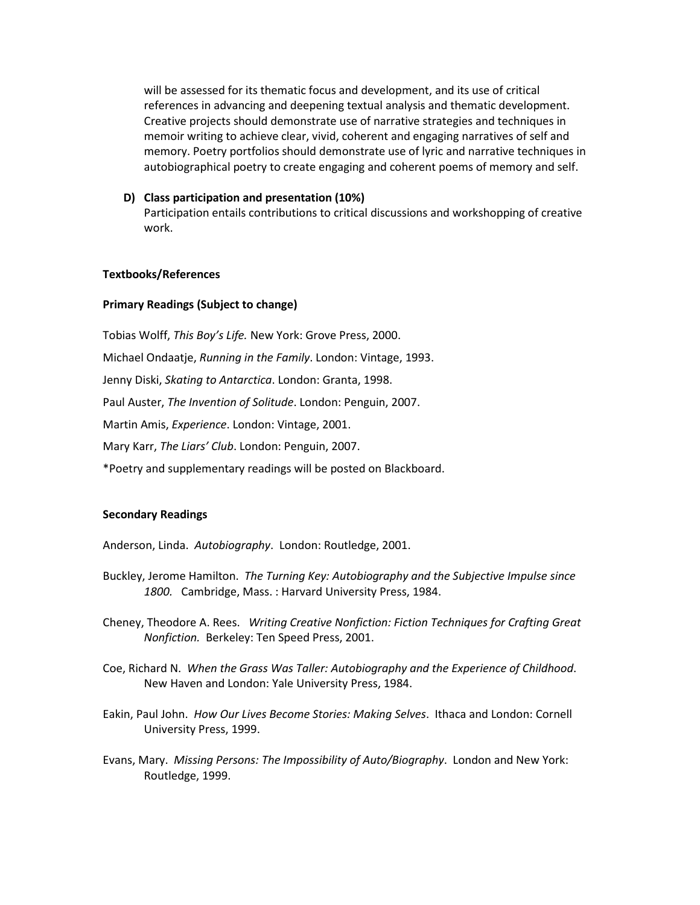will be assessed for its thematic focus and development, and its use of critical references in advancing and deepening textual analysis and thematic development. Creative projects should demonstrate use of narrative strategies and techniques in memoir writing to achieve clear, vivid, coherent and engaging narratives of self and memory. Poetry portfolios should demonstrate use of lyric and narrative techniques in autobiographical poetry to create engaging and coherent poems of memory and self.

**D) Class participation and presentation (10%)**
Participation entails contributions to critical discussions and workshopping of creative work.

**Textbooks/References**

**Primary Readings (Subject to change)**

Tobias Wolff, *This Boy's Life.* New York: Grove Press, 2000.

Michael Ondaatje, *Running in the Family*. London: Vintage, 1993.

Jenny Diski, *Skating to Antarctica*. London: Granta, 1998.

Paul Auster, *The Invention of Solitude*. London: Penguin, 2007.

Martin Amis, *Experience*. London: Vintage, 2001.

Mary Karr, *The Liars' Club*. London: Penguin, 2007.

*Poetry and supplementary readings will be posted on Blackboard.

**Secondary Readings**

Anderson, Linda. *Autobiography*. London: Routledge, 2001.

Buckley, Jerome Hamilton. *The Turning Key: Autobiography and the Subjective Impulse since 1800.* Cambridge, Mass. : Harvard University Press, 1984.

Cheney, Theodore A. Rees. *Writing Creative Nonfiction: Fiction Techniques for Crafting Great Nonfiction.* Berkeley: Ten Speed Press, 2001.

Coe, Richard N. *When the Grass Was Taller: Autobiography and the Experience of Childhood*. New Haven and London: Yale University Press, 1984.

Eakin, Paul John. *How Our Lives Become Stories: Making Selves*. Ithaca and London: Cornell University Press, 1999.

Evans, Mary. *Missing Persons: The Impossibility of Auto/Biography*. London and New York: Routledge, 1999.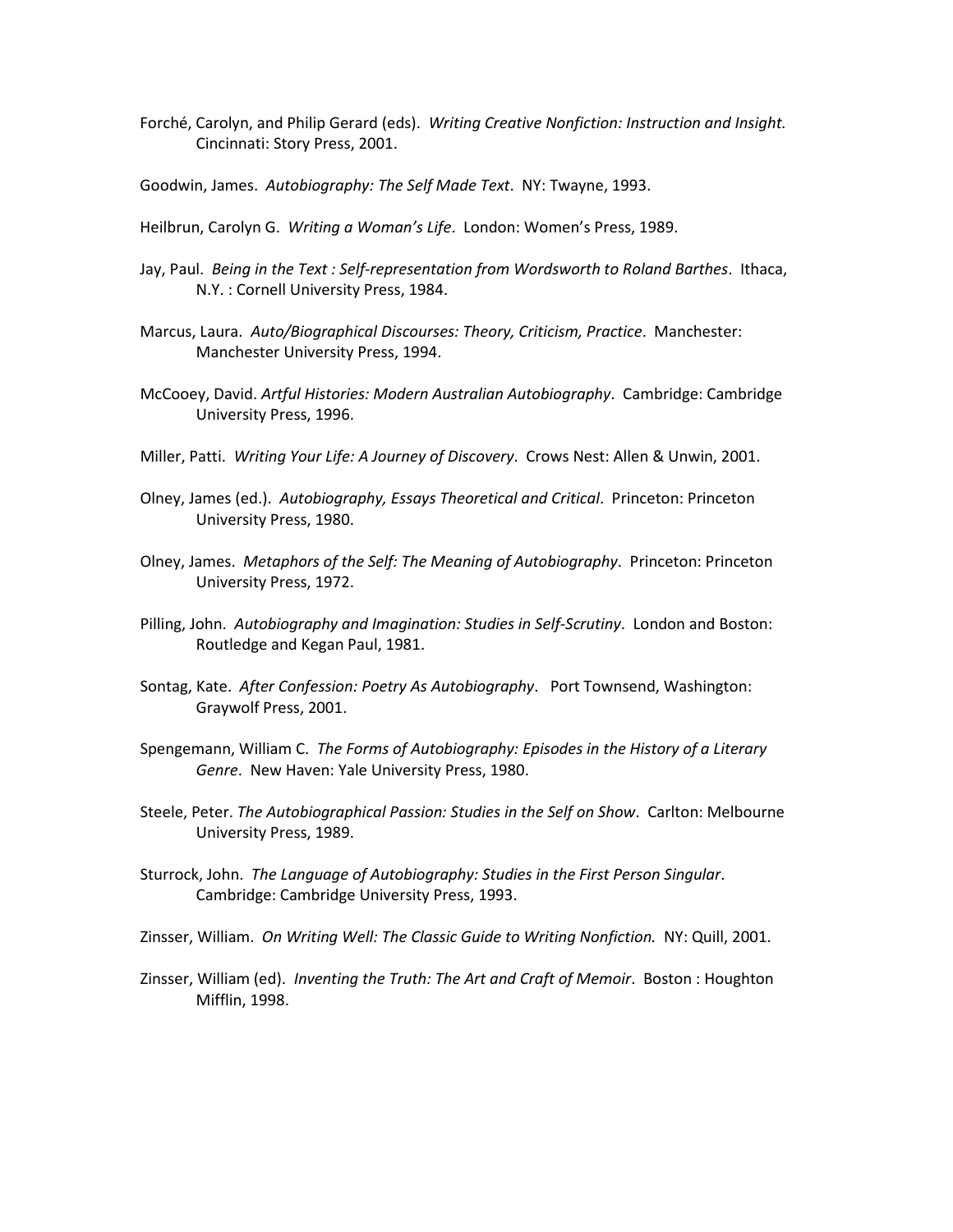Forché, Carolyn, and Philip Gerard (eds). *Writing Creative Nonfiction: Instruction and Insight.* Cincinnati: Story Press, 2001.

Goodwin, James. *Autobiography: The Self Made Text*. NY: Twayne, 1993.

Heilbrun, Carolyn G. *Writing a Woman's Life*. London: Women's Press, 1989.

Jay, Paul. *Being in the Text : Self-representation from Wordsworth to Roland Barthes*. Ithaca, N.Y. : Cornell University Press, 1984.

Marcus, Laura. *Auto/Biographical Discourses: Theory, Criticism, Practice*. Manchester: Manchester University Press, 1994.

McCooey, David. *Artful Histories: Modern Australian Autobiography*. Cambridge: Cambridge University Press, 1996.

Miller, Patti. *Writing Your Life: A Journey of Discovery*. Crows Nest: Allen & Unwin, 2001.

Olney, James (ed.). *Autobiography, Essays Theoretical and Critical*. Princeton: Princeton University Press, 1980.

Olney, James. *Metaphors of the Self: The Meaning of Autobiography*. Princeton: Princeton University Press, 1972.

Pilling, John. *Autobiography and Imagination: Studies in Self-Scrutiny*. London and Boston: Routledge and Kegan Paul, 1981.

Sontag, Kate. *After Confession: Poetry As Autobiography*. Port Townsend, Washington: Graywolf Press, 2001.

Spengemann, William C. *The Forms of Autobiography: Episodes in the History of a Literary Genre*. New Haven: Yale University Press, 1980.

Steele, Peter. *The Autobiographical Passion: Studies in the Self on Show*. Carlton: Melbourne University Press, 1989.

Sturrock, John. *The Language of Autobiography: Studies in the First Person Singular*. Cambridge: Cambridge University Press, 1993.

Zinsser, William. *On Writing Well: The Classic Guide to Writing Nonfiction.* NY: Quill, 2001.

Zinsser, William (ed). *Inventing the Truth: The Art and Craft of Memoir*. Boston : Houghton Mifflin, 1998.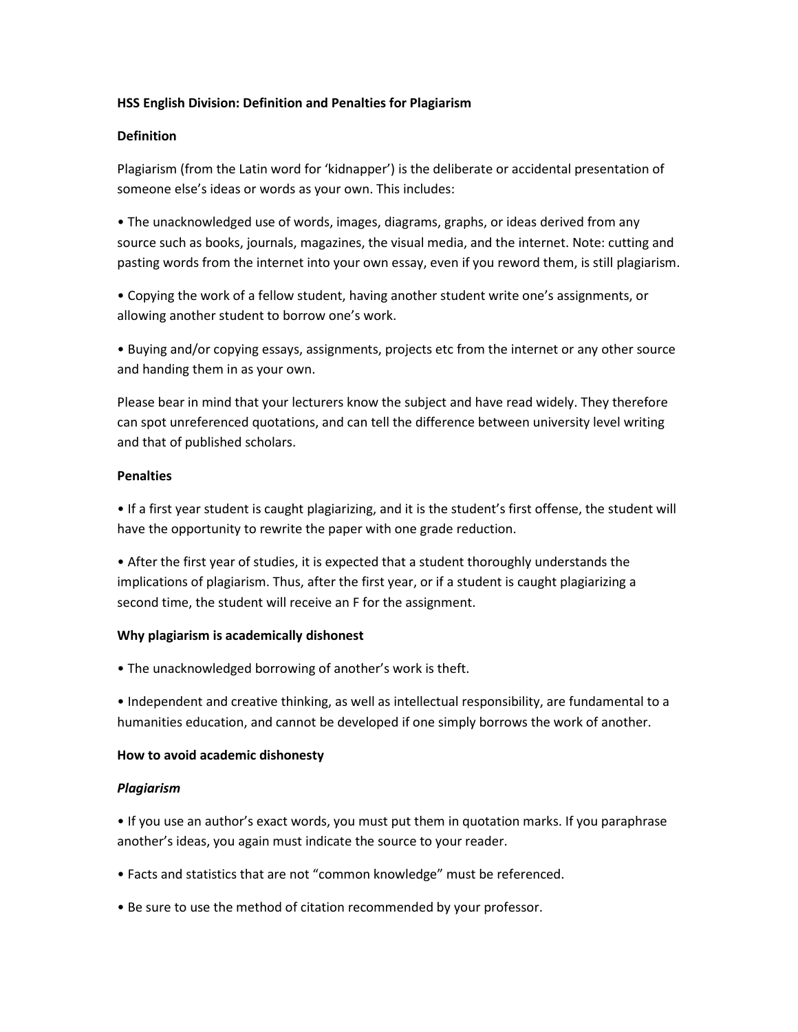**HSS English Division: Definition and Penalties for Plagiarism**

**Definition**

Plagiarism (from the Latin word for 'kidnapper') is the deliberate or accidental presentation of someone else's ideas or words as your own. This includes:

- The unacknowledged use of words, images, diagrams, graphs, or ideas derived from any source such as books, journals, magazines, the visual media, and the internet. Note: cutting and pasting words from the internet into your own essay, even if you reword them, is still plagiarism.

- Copying the work of a fellow student, having another student write one's assignments, or allowing another student to borrow one's work.

- Buying and/or copying essays, assignments, projects etc from the internet or any other source and handing them in as your own.

Please bear in mind that your lecturers know the subject and have read widely. They therefore can spot unreferenced quotations, and can tell the difference between university level writing and that of published scholars.

**Penalties**

- If a first year student is caught plagiarizing, and it is the student's first offense, the student will have the opportunity to rewrite the paper with one grade reduction.

- After the first year of studies, it is expected that a student thoroughly understands the implications of plagiarism. Thus, after the first year, or if a student is caught plagiarizing a second time, the student will receive an F for the assignment.

**Why plagiarism is academically dishonest**

- The unacknowledged borrowing of another's work is theft.

- Independent and creative thinking, as well as intellectual responsibility, are fundamental to a humanities education, and cannot be developed if one simply borrows the work of another.

**How to avoid academic dishonesty**

***Plagiarism***

- If you use an author's exact words, you must put them in quotation marks. If you paraphrase another's ideas, you again must indicate the source to your reader.

- Facts and statistics that are not "common knowledge" must be referenced.

- Be sure to use the method of citation recommended by your professor.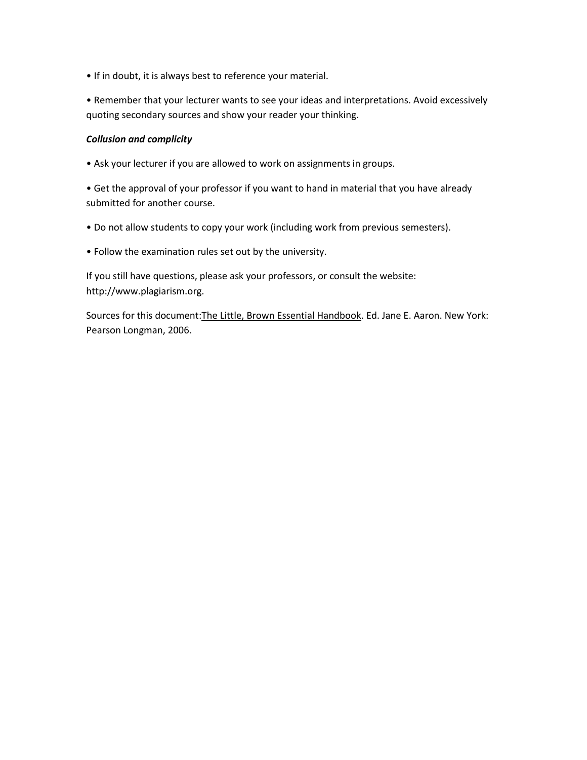- If in doubt, it is always best to reference your material.

- Remember that your lecturer wants to see your ideas and interpretations. Avoid excessively quoting secondary sources and show your reader your thinking.

***Collusion and complicity***

- Ask your lecturer if you are allowed to work on assignments in groups.

- Get the approval of your professor if you want to hand in material that you have already submitted for another course.

- Do not allow students to copy your work (including work from previous semesters).

- Follow the examination rules set out by the university.

If you still have questions, please ask your professors, or consult the website: http://www.plagiarism.org.

Sources for this document: <u>The Little, Brown Essential Handbook</u>. Ed. Jane E. Aaron. New York: Pearson Longman, 2006.